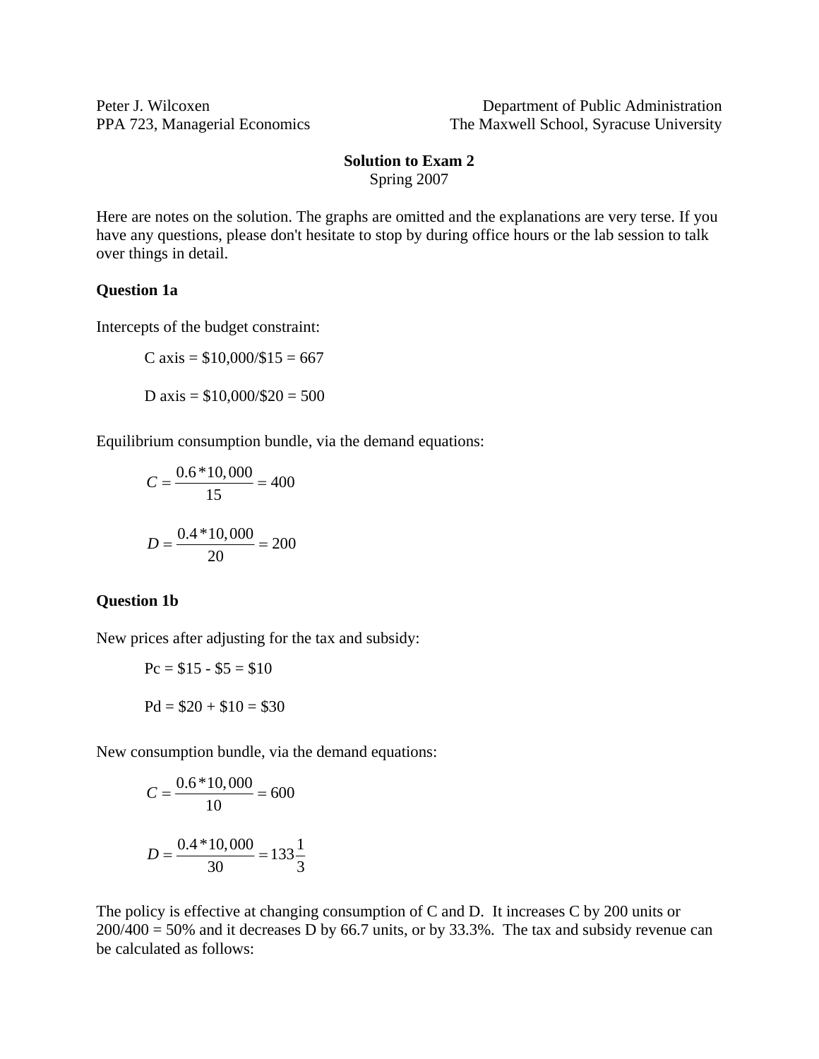Peter J. Wilcoxen
PPA 723, Managerial Economics

Department of Public Administration
The Maxwell School, Syracuse University

**Solution to Exam 2**
Spring 2007

Here are notes on the solution. The graphs are omitted and the explanations are very terse. If you have any questions, please don't hesitate to stop by during office hours or the lab session to talk over things in detail.

### Question 1a

Intercepts of the budget constraint:

C axis = $10,000/$15 = 667

D axis = $10,000/$20 = 500

Equilibrium consumption bundle, via the demand equations:

$$C = \frac{0.6 * 10,000}{15} = 400$$

$$D = \frac{0.4 * 10,000}{20} = 200$$

### Question 1b

New prices after adjusting for the tax and subsidy:

Pc = $15 - $5 = $10

Pd = $20 + $10 = $30

New consumption bundle, via the demand equations:

$$C = \frac{0.6 * 10,000}{10} = 600$$

$$D = \frac{0.4 * 10,000}{30} = 133\frac{1}{3}$$

The policy is effective at changing consumption of C and D. It increases C by 200 units or 200/400 = 50% and it decreases D by 66.7 units, or by 33.3%. The tax and subsidy revenue can be calculated as follows: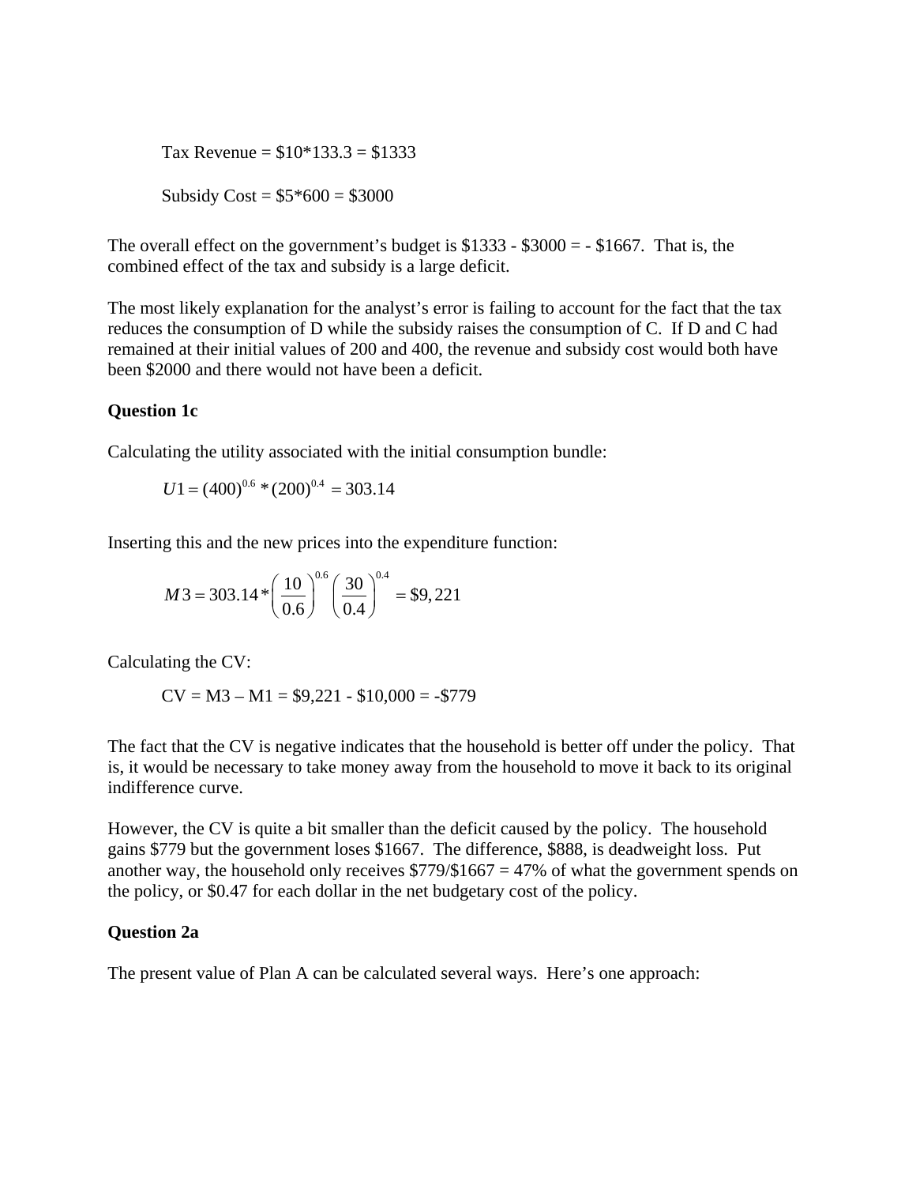Tax Revenue = $10*133.3 = $1333

Subsidy Cost = $5*600 = $3000

The overall effect on the government's budget is $1333 - $3000 = - $1667. That is, the combined effect of the tax and subsidy is a large deficit.

The most likely explanation for the analyst's error is failing to account for the fact that the tax reduces the consumption of D while the subsidy raises the consumption of C. If D and C had remained at their initial values of 200 and 400, the revenue and subsidy cost would both have been $2000 and there would not have been a deficit.

**Question 1c**

Calculating the utility associated with the initial consumption bundle:

$$U1 = (400)^{0.6} * (200)^{0.4} = 303.14$$

Inserting this and the new prices into the expenditure function:

$$M3 = 303.14 * \left(\frac{10}{0.6}\right)^{0.6} \left(\frac{30}{0.4}\right)^{0.4} = \$9,221$$

Calculating the CV:

CV = M3 – M1 = $9,221 - $10,000 = -$779

The fact that the CV is negative indicates that the household is better off under the policy. That is, it would be necessary to take money away from the household to move it back to its original indifference curve.

However, the CV is quite a bit smaller than the deficit caused by the policy. The household gains $779 but the government loses $1667. The difference, $888, is deadweight loss. Put another way, the household only receives $779/$1667 = 47% of what the government spends on the policy, or $0.47 for each dollar in the net budgetary cost of the policy.

**Question 2a**

The present value of Plan A can be calculated several ways. Here's one approach: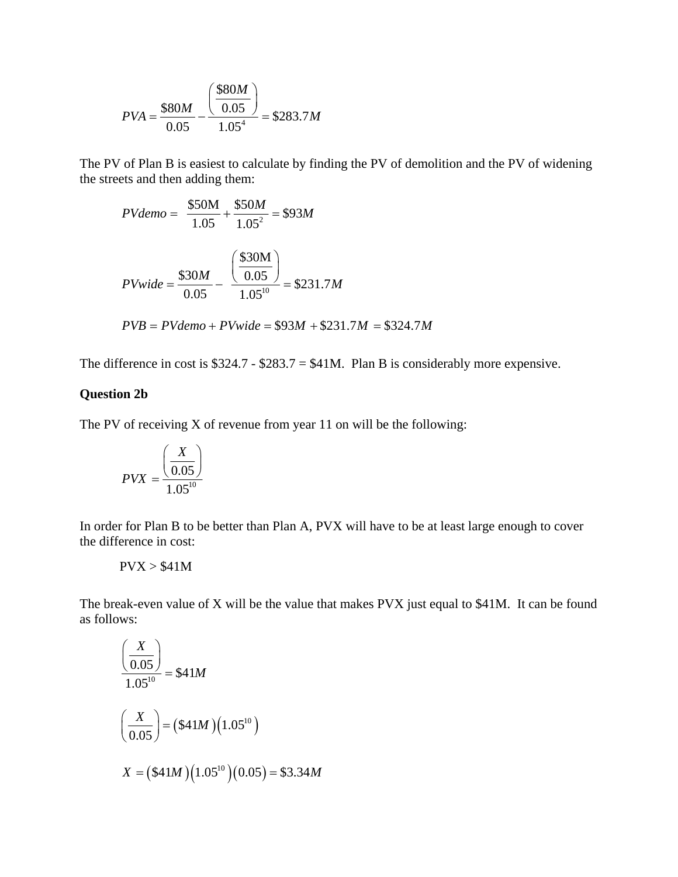$$PVA = \frac{\$80M}{0.05} - \frac{\left(\frac{\$80M}{0.05}\right)}{1.05^4} = \$283.7M$$

The PV of Plan B is easiest to calculate by finding the PV of demolition and the PV of widening the streets and then adding them:

$$PVdemo = \frac{\$50\text{M}}{1.05} + \frac{\$50M}{1.05^2} = \$93M$$

$$PVwide = \frac{\$30M}{0.05} - \frac{\left(\frac{\$30\text{M}}{0.05}\right)}{1.05^{10}} = \$231.7M$$

$$PVB = PVdemo + PVwide = \$93M + \$231.7M = \$324.7M$$

The difference in cost is \$324.7 - \$283.7 = \$41M. Plan B is considerably more expensive.

**Question 2b**

The PV of receiving X of revenue from year 11 on will be the following:

$$PVX = \frac{\left(\frac{X}{0.05}\right)}{1.05^{10}}$$

In order for Plan B to be better than Plan A, PVX will have to be at least large enough to cover the difference in cost:

PVX > \$41M

The break-even value of X will be the value that makes PVX just equal to \$41M. It can be found as follows:

$$\frac{\left(\frac{X}{0.05}\right)}{1.05^{10}} = \$41M$$

$$\left(\frac{X}{0.05}\right) = (\$41M)\left(1.05^{10}\right)$$

$$X = (\$41M)\left(1.05^{10}\right)(0.05) = \$3.34M$$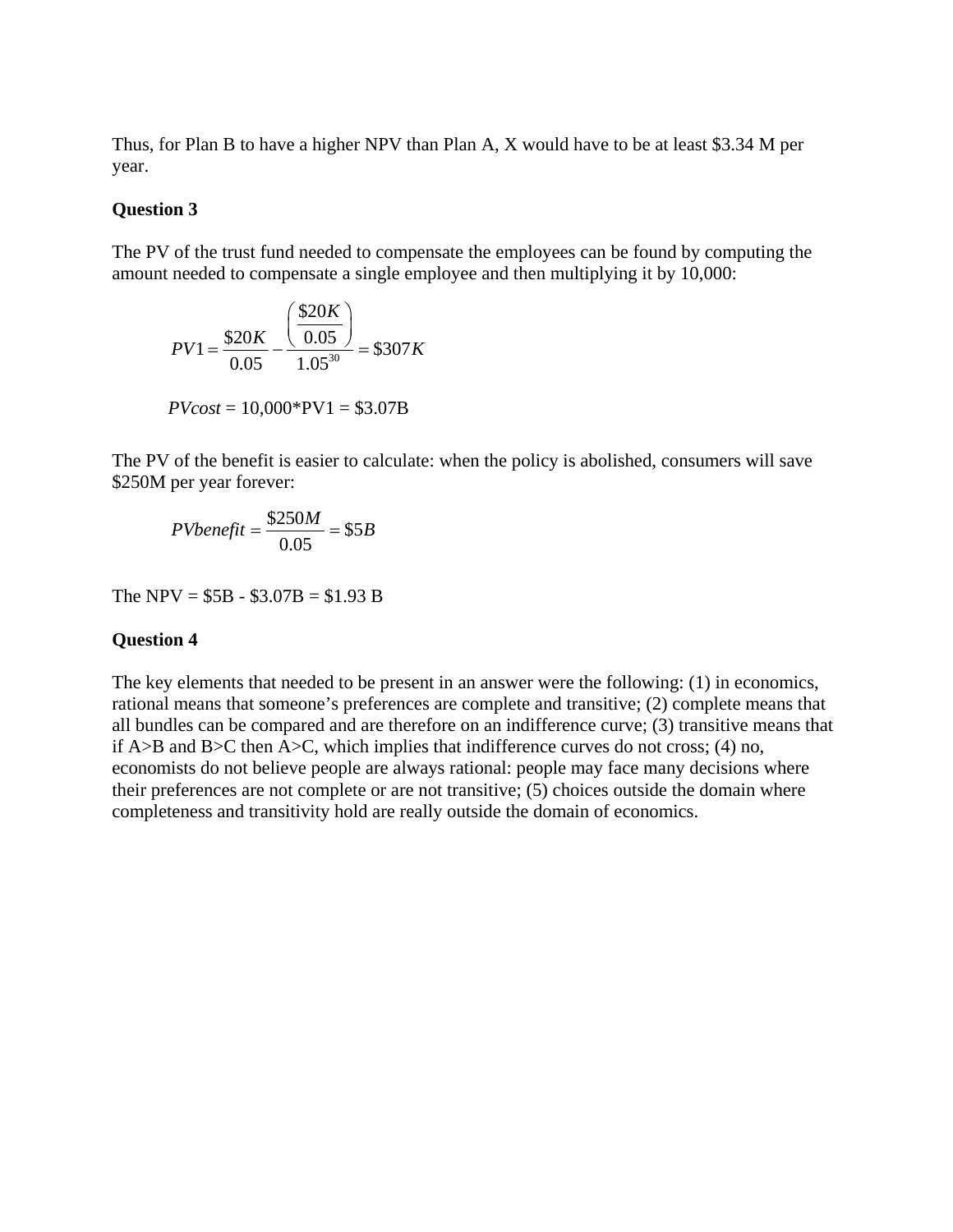Thus, for Plan B to have a higher NPV than Plan A, X would have to be at least \$3.34 M per year.

**Question 3**

The PV of the trust fund needed to compensate the employees can be found by computing the amount needed to compensate a single employee and then multiplying it by 10,000:

$$PV1 = \frac{\$20K}{0.05} - \frac{\left(\frac{\$20K}{0.05}\right)}{1.05^{30}} = \$307K$$

$PVcost$ = 10,000*PV1 = \$3.07B

The PV of the benefit is easier to calculate: when the policy is abolished, consumers will save \$250M per year forever:

$$PVbenefit = \frac{\$250M}{0.05} = \$5B$$

The NPV = \$5B - \$3.07B = \$1.93 B

**Question 4**

The key elements that needed to be present in an answer were the following: (1) in economics, rational means that someone's preferences are complete and transitive; (2) complete means that all bundles can be compared and are therefore on an indifference curve; (3) transitive means that if A>B and B>C then A>C, which implies that indifference curves do not cross; (4) no, economists do not believe people are always rational: people may face many decisions where their preferences are not complete or are not transitive; (5) choices outside the domain where completeness and transitivity hold are really outside the domain of economics.